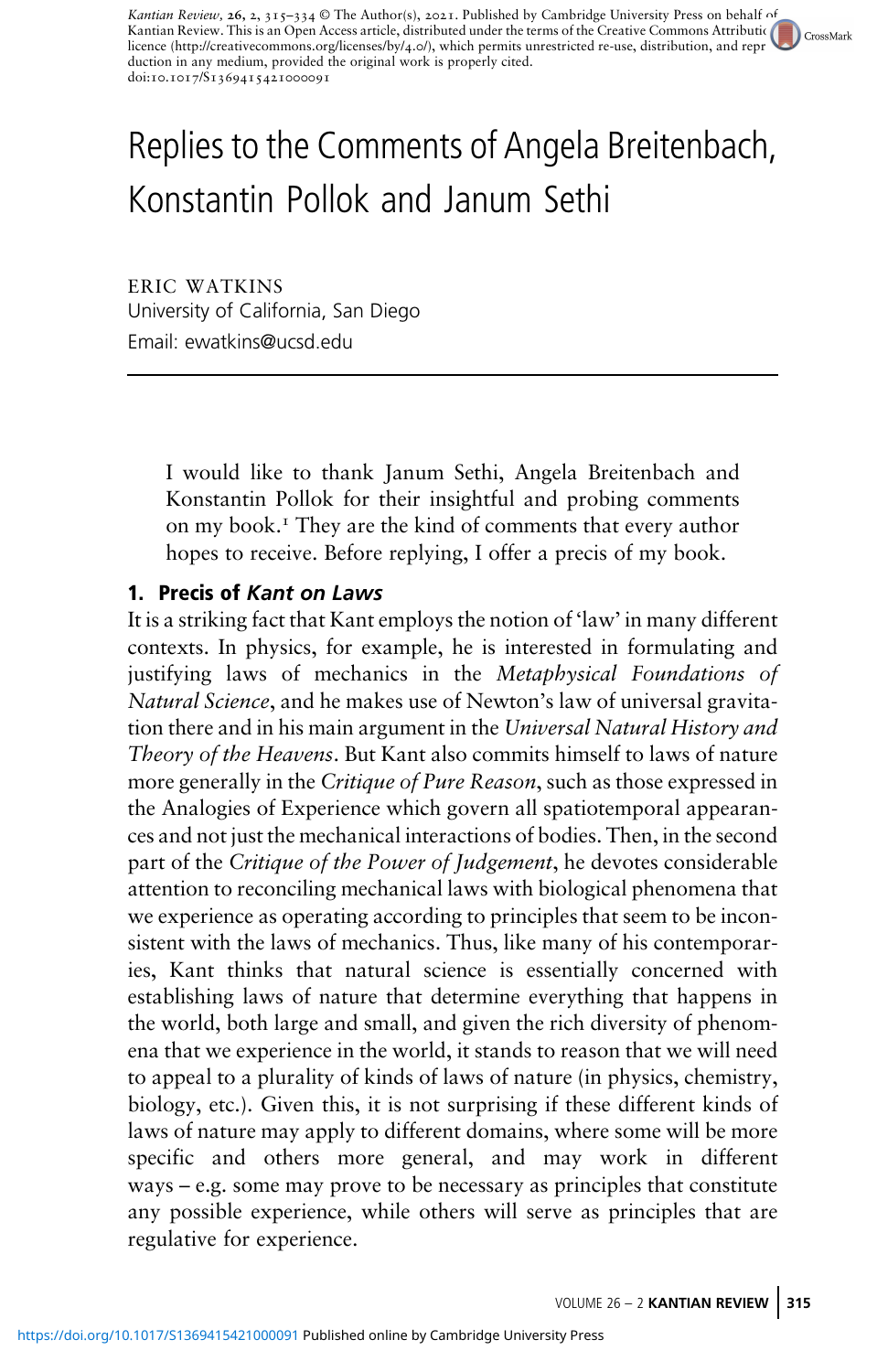# Replies to the Comments of Angela Breitenbach, Konstantin Pollok and Janum Sethi

ERIC WATKINS
University of California, San Diego
Email: ewatkins@ucsd.edu

I would like to thank Janum Sethi, Angela Breitenbach and Konstantin Pollok for their insightful and probing comments on my book.[1] They are the kind of comments that every author hopes to receive. Before replying, I offer a precis of my book.

## 1. Precis of *Kant on Laws*

It is a striking fact that Kant employs the notion of 'law' in many different contexts. In physics, for example, he is interested in formulating and justifying laws of mechanics in the *Metaphysical Foundations of Natural Science*, and he makes use of Newton's law of universal gravitation there and in his main argument in the *Universal Natural History and Theory of the Heavens*. But Kant also commits himself to laws of nature more generally in the *Critique of Pure Reason*, such as those expressed in the Analogies of Experience which govern all spatiotemporal appearances and not just the mechanical interactions of bodies. Then, in the second part of the *Critique of the Power of Judgement*, he devotes considerable attention to reconciling mechanical laws with biological phenomena that we experience as operating according to principles that seem to be inconsistent with the laws of mechanics. Thus, like many of his contemporaries, Kant thinks that natural science is essentially concerned with establishing laws of nature that determine everything that happens in the world, both large and small, and given the rich diversity of phenomena that we experience in the world, it stands to reason that we will need to appeal to a plurality of kinds of laws of nature (in physics, chemistry, biology, etc.). Given this, it is not surprising if these different kinds of laws of nature may apply to different domains, where some will be more specific and others more general, and may work in different ways – e.g. some may prove to be necessary as principles that constitute any possible experience, while others will serve as principles that are regulative for experience.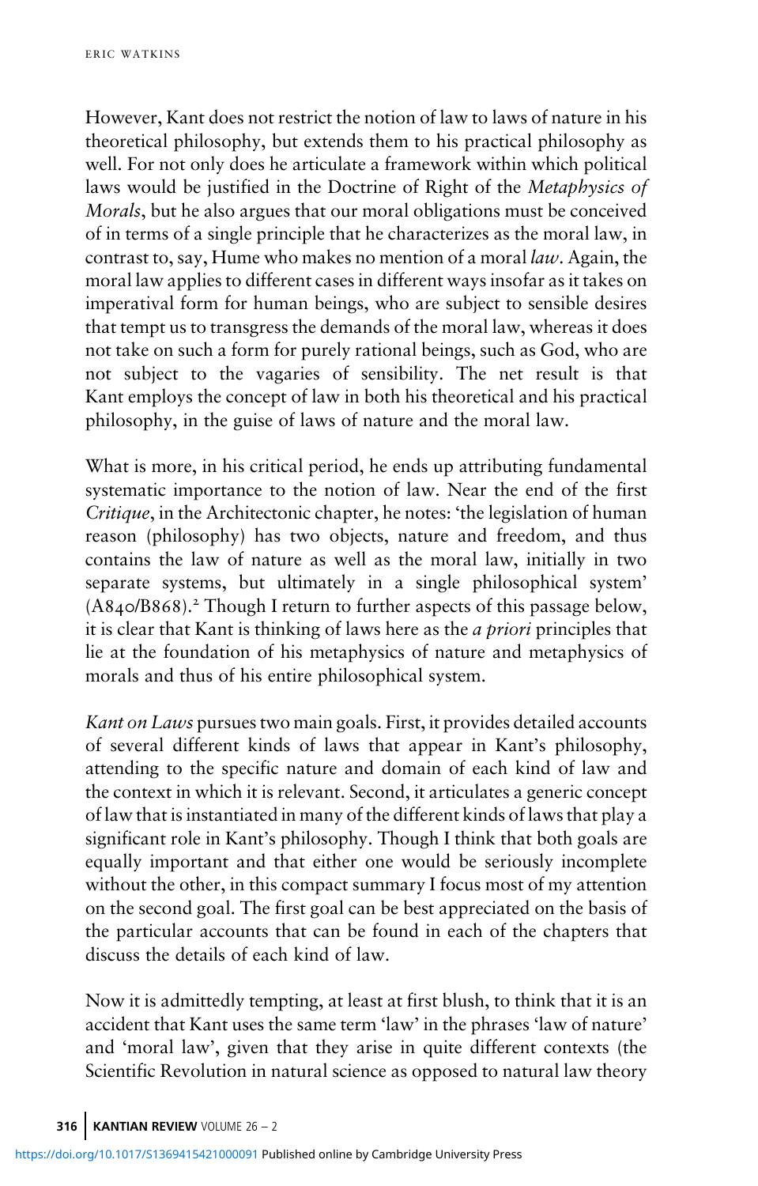However, Kant does not restrict the notion of law to laws of nature in his theoretical philosophy, but extends them to his practical philosophy as well. For not only does he articulate a framework within which political laws would be justified in the Doctrine of Right of the *Metaphysics of Morals*, but he also argues that our moral obligations must be conceived of in terms of a single principle that he characterizes as the moral law, in contrast to, say, Hume who makes no mention of a moral *law*. Again, the moral law applies to different cases in different ways insofar as it takes on imperatival form for human beings, who are subject to sensible desires that tempt us to transgress the demands of the moral law, whereas it does not take on such a form for purely rational beings, such as God, who are not subject to the vagaries of sensibility. The net result is that Kant employs the concept of law in both his theoretical and his practical philosophy, in the guise of laws of nature and the moral law.

What is more, in his critical period, he ends up attributing fundamental systematic importance to the notion of law. Near the end of the first *Critique*, in the Architectonic chapter, he notes: 'the legislation of human reason (philosophy) has two objects, nature and freedom, and thus contains the law of nature as well as the moral law, initially in two separate systems, but ultimately in a single philosophical system' (A840/B868).[2] Though I return to further aspects of this passage below, it is clear that Kant is thinking of laws here as the *a priori* principles that lie at the foundation of his metaphysics of nature and metaphysics of morals and thus of his entire philosophical system.

*Kant on Laws* pursues two main goals. First, it provides detailed accounts of several different kinds of laws that appear in Kant's philosophy, attending to the specific nature and domain of each kind of law and the context in which it is relevant. Second, it articulates a generic concept of law that is instantiated in many of the different kinds of laws that play a significant role in Kant's philosophy. Though I think that both goals are equally important and that either one would be seriously incomplete without the other, in this compact summary I focus most of my attention on the second goal. The first goal can be best appreciated on the basis of the particular accounts that can be found in each of the chapters that discuss the details of each kind of law.

Now it is admittedly tempting, at least at first blush, to think that it is an accident that Kant uses the same term 'law' in the phrases 'law of nature' and 'moral law', given that they arise in quite different contexts (the Scientific Revolution in natural science as opposed to natural law theory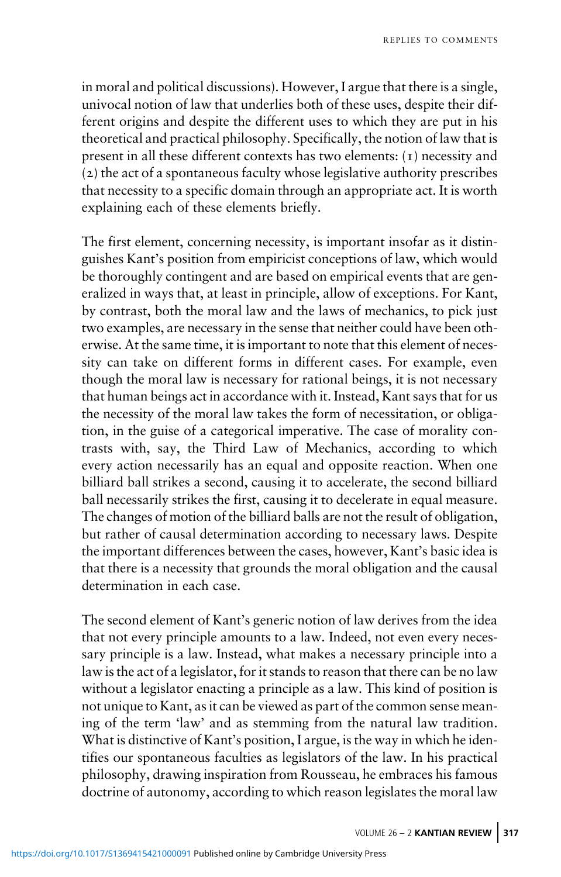in moral and political discussions). However, I argue that there is a single, univocal notion of law that underlies both of these uses, despite their different origins and despite the different uses to which they are put in his theoretical and practical philosophy. Specifically, the notion of law that is present in all these different contexts has two elements: (1) necessity and (2) the act of a spontaneous faculty whose legislative authority prescribes that necessity to a specific domain through an appropriate act. It is worth explaining each of these elements briefly.

The first element, concerning necessity, is important insofar as it distinguishes Kant's position from empiricist conceptions of law, which would be thoroughly contingent and are based on empirical events that are generalized in ways that, at least in principle, allow of exceptions. For Kant, by contrast, both the moral law and the laws of mechanics, to pick just two examples, are necessary in the sense that neither could have been otherwise. At the same time, it is important to note that this element of necessity can take on different forms in different cases. For example, even though the moral law is necessary for rational beings, it is not necessary that human beings act in accordance with it. Instead, Kant says that for us the necessity of the moral law takes the form of necessitation, or obligation, in the guise of a categorical imperative. The case of morality contrasts with, say, the Third Law of Mechanics, according to which every action necessarily has an equal and opposite reaction. When one billiard ball strikes a second, causing it to accelerate, the second billiard ball necessarily strikes the first, causing it to decelerate in equal measure. The changes of motion of the billiard balls are not the result of obligation, but rather of causal determination according to necessary laws. Despite the important differences between the cases, however, Kant's basic idea is that there is a necessity that grounds the moral obligation and the causal determination in each case.

The second element of Kant's generic notion of law derives from the idea that not every principle amounts to a law. Indeed, not even every necessary principle is a law. Instead, what makes a necessary principle into a law is the act of a legislator, for it stands to reason that there can be no law without a legislator enacting a principle as a law. This kind of position is not unique to Kant, as it can be viewed as part of the common sense meaning of the term 'law' and as stemming from the natural law tradition. What is distinctive of Kant's position, I argue, is the way in which he identifies our spontaneous faculties as legislators of the law. In his practical philosophy, drawing inspiration from Rousseau, he embraces his famous doctrine of autonomy, according to which reason legislates the moral law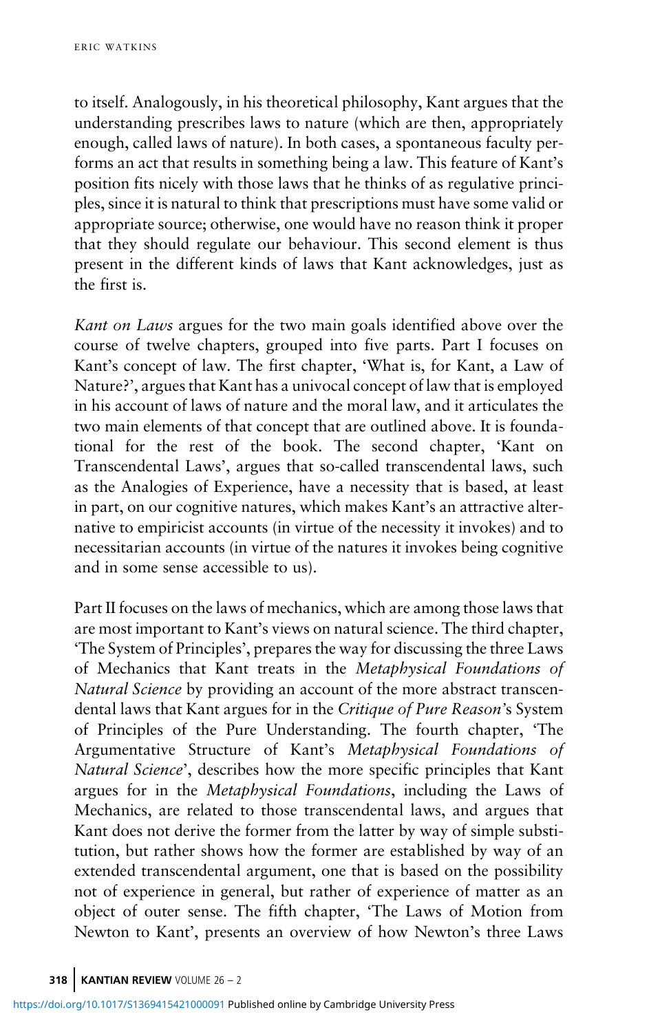to itself. Analogously, in his theoretical philosophy, Kant argues that the understanding prescribes laws to nature (which are then, appropriately enough, called laws of nature). In both cases, a spontaneous faculty performs an act that results in something being a law. This feature of Kant's position fits nicely with those laws that he thinks of as regulative principles, since it is natural to think that prescriptions must have some valid or appropriate source; otherwise, one would have no reason think it proper that they should regulate our behaviour. This second element is thus present in the different kinds of laws that Kant acknowledges, just as the first is.

*Kant on Laws* argues for the two main goals identified above over the course of twelve chapters, grouped into five parts. Part I focuses on Kant's concept of law. The first chapter, 'What is, for Kant, a Law of Nature?', argues that Kant has a univocal concept of law that is employed in his account of laws of nature and the moral law, and it articulates the two main elements of that concept that are outlined above. It is foundational for the rest of the book. The second chapter, 'Kant on Transcendental Laws', argues that so-called transcendental laws, such as the Analogies of Experience, have a necessity that is based, at least in part, on our cognitive natures, which makes Kant's an attractive alternative to empiricist accounts (in virtue of the necessity it invokes) and to necessitarian accounts (in virtue of the natures it invokes being cognitive and in some sense accessible to us).

Part II focuses on the laws of mechanics, which are among those laws that are most important to Kant's views on natural science. The third chapter, 'The System of Principles', prepares the way for discussing the three Laws of Mechanics that Kant treats in the *Metaphysical Foundations of Natural Science* by providing an account of the more abstract transcendental laws that Kant argues for in the *Critique of Pure Reason*'s System of Principles of the Pure Understanding. The fourth chapter, 'The Argumentative Structure of Kant's *Metaphysical Foundations of Natural Science*', describes how the more specific principles that Kant argues for in the *Metaphysical Foundations*, including the Laws of Mechanics, are related to those transcendental laws, and argues that Kant does not derive the former from the latter by way of simple substitution, but rather shows how the former are established by way of an extended transcendental argument, one that is based on the possibility not of experience in general, but rather of experience of matter as an object of outer sense. The fifth chapter, 'The Laws of Motion from Newton to Kant', presents an overview of how Newton's three Laws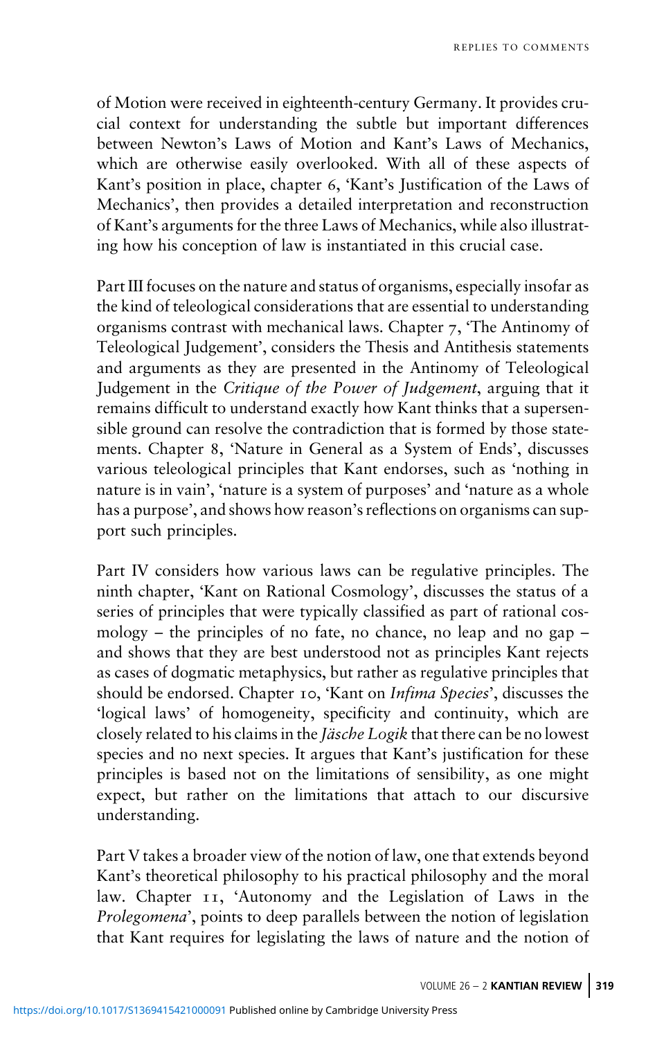of Motion were received in eighteenth-century Germany. It provides crucial context for understanding the subtle but important differences between Newton's Laws of Motion and Kant's Laws of Mechanics, which are otherwise easily overlooked. With all of these aspects of Kant's position in place, chapter 6, 'Kant's Justification of the Laws of Mechanics', then provides a detailed interpretation and reconstruction of Kant's arguments for the three Laws of Mechanics, while also illustrating how his conception of law is instantiated in this crucial case.

Part III focuses on the nature and status of organisms, especially insofar as the kind of teleological considerations that are essential to understanding organisms contrast with mechanical laws. Chapter 7, 'The Antinomy of Teleological Judgement', considers the Thesis and Antithesis statements and arguments as they are presented in the Antinomy of Teleological Judgement in the *Critique of the Power of Judgement*, arguing that it remains difficult to understand exactly how Kant thinks that a supersensible ground can resolve the contradiction that is formed by those statements. Chapter 8, 'Nature in General as a System of Ends', discusses various teleological principles that Kant endorses, such as 'nothing in nature is in vain', 'nature is a system of purposes' and 'nature as a whole has a purpose', and shows how reason's reflections on organisms can support such principles.

Part IV considers how various laws can be regulative principles. The ninth chapter, 'Kant on Rational Cosmology', discusses the status of a series of principles that were typically classified as part of rational cosmology – the principles of no fate, no chance, no leap and no gap – and shows that they are best understood not as principles Kant rejects as cases of dogmatic metaphysics, but rather as regulative principles that should be endorsed. Chapter 10, 'Kant on *Infima Species*', discusses the 'logical laws' of homogeneity, specificity and continuity, which are closely related to his claims in the *Jäsche Logik* that there can be no lowest species and no next species. It argues that Kant's justification for these principles is based not on the limitations of sensibility, as one might expect, but rather on the limitations that attach to our discursive understanding.

Part V takes a broader view of the notion of law, one that extends beyond Kant's theoretical philosophy to his practical philosophy and the moral law. Chapter 11, 'Autonomy and the Legislation of Laws in the *Prolegomena*', points to deep parallels between the notion of legislation that Kant requires for legislating the laws of nature and the notion of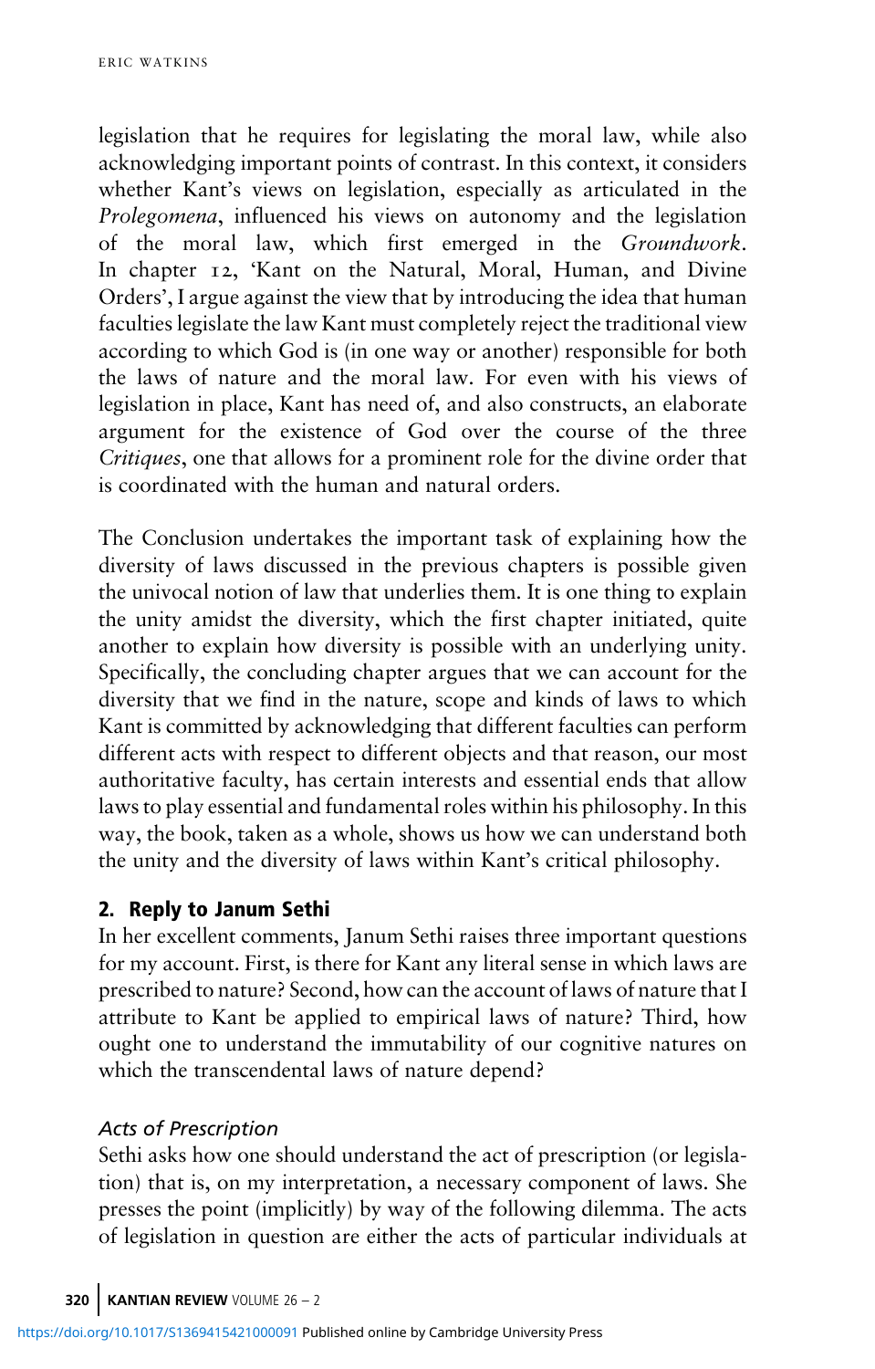legislation that he requires for legislating the moral law, while also acknowledging important points of contrast. In this context, it considers whether Kant's views on legislation, especially as articulated in the *Prolegomena*, influenced his views on autonomy and the legislation of the moral law, which first emerged in the *Groundwork*. In chapter 12, 'Kant on the Natural, Moral, Human, and Divine Orders', I argue against the view that by introducing the idea that human faculties legislate the law Kant must completely reject the traditional view according to which God is (in one way or another) responsible for both the laws of nature and the moral law. For even with his views of legislation in place, Kant has need of, and also constructs, an elaborate argument for the existence of God over the course of the three *Critiques*, one that allows for a prominent role for the divine order that is coordinated with the human and natural orders.

The Conclusion undertakes the important task of explaining how the diversity of laws discussed in the previous chapters is possible given the univocal notion of law that underlies them. It is one thing to explain the unity amidst the diversity, which the first chapter initiated, quite another to explain how diversity is possible with an underlying unity. Specifically, the concluding chapter argues that we can account for the diversity that we find in the nature, scope and kinds of laws to which Kant is committed by acknowledging that different faculties can perform different acts with respect to different objects and that reason, our most authoritative faculty, has certain interests and essential ends that allow laws to play essential and fundamental roles within his philosophy. In this way, the book, taken as a whole, shows us how we can understand both the unity and the diversity of laws within Kant's critical philosophy.

## 2. Reply to Janum Sethi

In her excellent comments, Janum Sethi raises three important questions for my account. First, is there for Kant any literal sense in which laws are prescribed to nature? Second, how can the account of laws of nature that I attribute to Kant be applied to empirical laws of nature? Third, how ought one to understand the immutability of our cognitive natures on which the transcendental laws of nature depend?

### *Acts of Prescription*

Sethi asks how one should understand the act of prescription (or legislation) that is, on my interpretation, a necessary component of laws. She presses the point (implicitly) by way of the following dilemma. The acts of legislation in question are either the acts of particular individuals at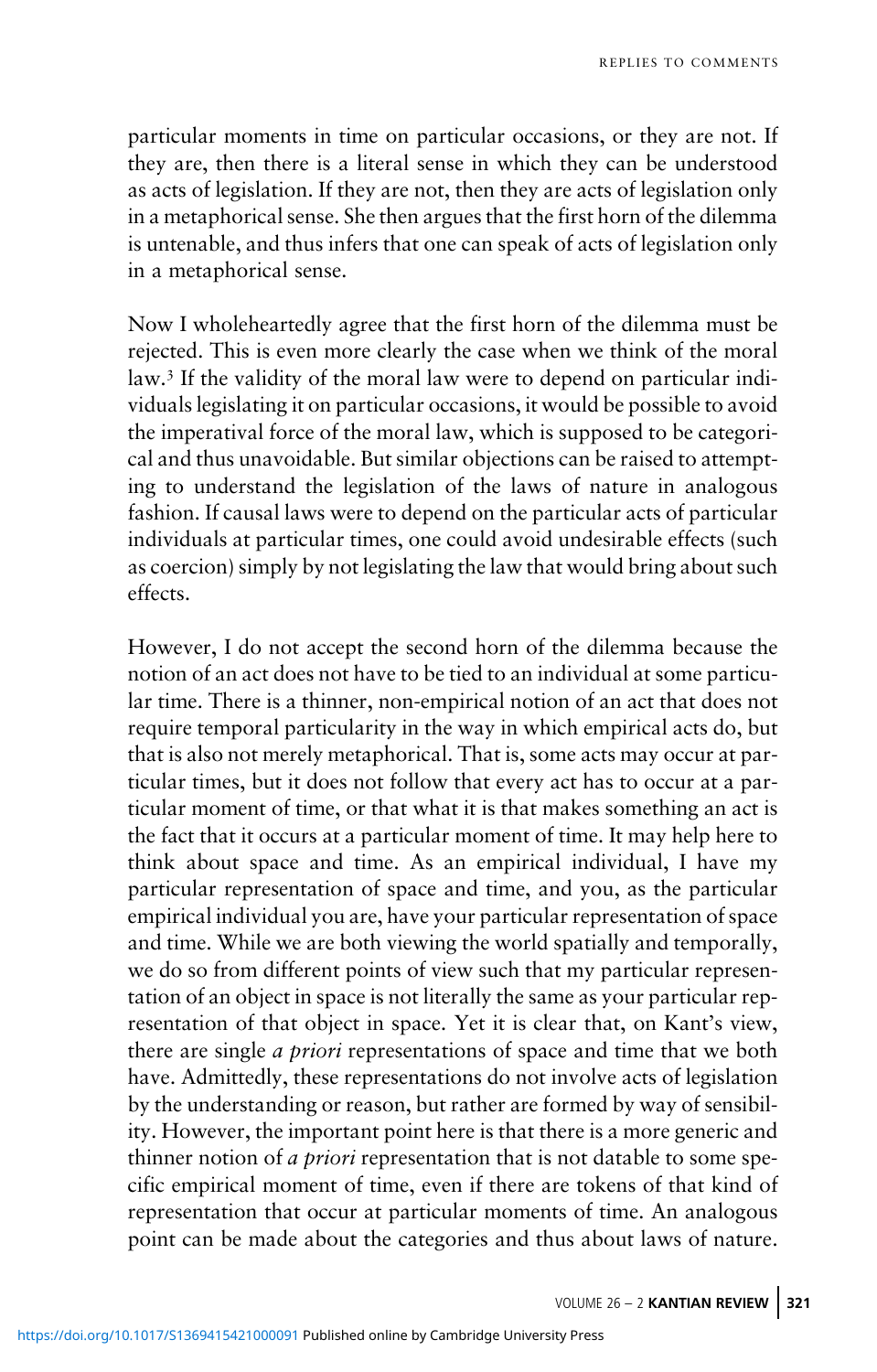particular moments in time on particular occasions, or they are not. If they are, then there is a literal sense in which they can be understood as acts of legislation. If they are not, then they are acts of legislation only in a metaphorical sense. She then argues that the first horn of the dilemma is untenable, and thus infers that one can speak of acts of legislation only in a metaphorical sense.

Now I wholeheartedly agree that the first horn of the dilemma must be rejected. This is even more clearly the case when we think of the moral law.[3] If the validity of the moral law were to depend on particular individuals legislating it on particular occasions, it would be possible to avoid the imperatival force of the moral law, which is supposed to be categorical and thus unavoidable. But similar objections can be raised to attempting to understand the legislation of the laws of nature in analogous fashion. If causal laws were to depend on the particular acts of particular individuals at particular times, one could avoid undesirable effects (such as coercion) simply by not legislating the law that would bring about such effects.

However, I do not accept the second horn of the dilemma because the notion of an act does not have to be tied to an individual at some particular time. There is a thinner, non-empirical notion of an act that does not require temporal particularity in the way in which empirical acts do, but that is also not merely metaphorical. That is, some acts may occur at particular times, but it does not follow that every act has to occur at a particular moment of time, or that what it is that makes something an act is the fact that it occurs at a particular moment of time. It may help here to think about space and time. As an empirical individual, I have my particular representation of space and time, and you, as the particular empirical individual you are, have your particular representation of space and time. While we are both viewing the world spatially and temporally, we do so from different points of view such that my particular representation of an object in space is not literally the same as your particular representation of that object in space. Yet it is clear that, on Kant's view, there are single *a priori* representations of space and time that we both have. Admittedly, these representations do not involve acts of legislation by the understanding or reason, but rather are formed by way of sensibility. However, the important point here is that there is a more generic and thinner notion of *a priori* representation that is not datable to some specific empirical moment of time, even if there are tokens of that kind of representation that occur at particular moments of time. An analogous point can be made about the categories and thus about laws of nature.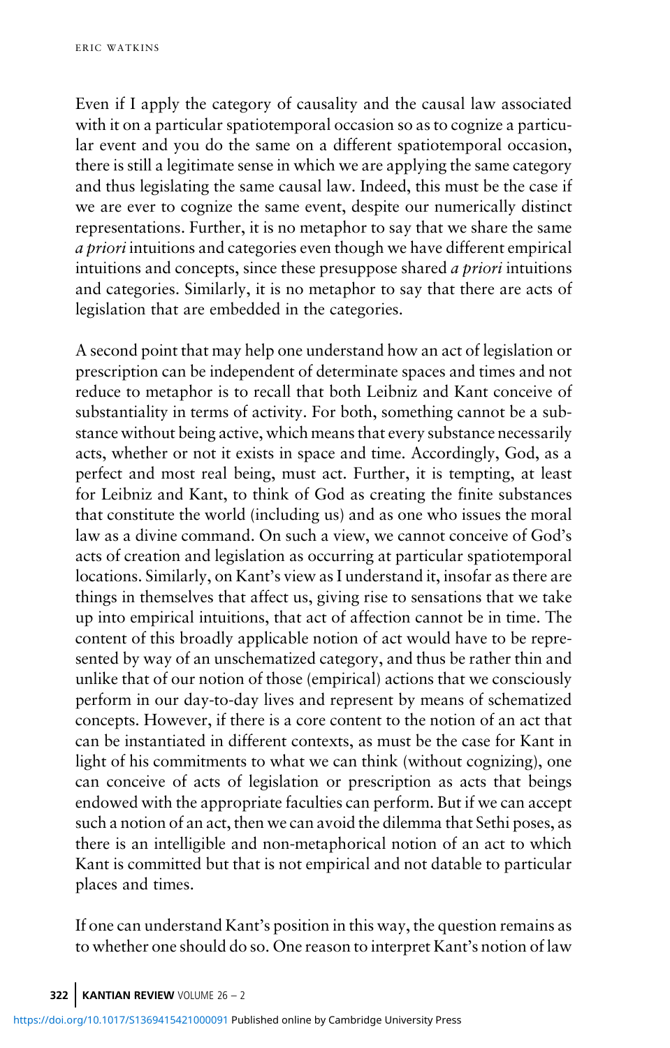Even if I apply the category of causality and the causal law associated with it on a particular spatiotemporal occasion so as to cognize a particular event and you do the same on a different spatiotemporal occasion, there is still a legitimate sense in which we are applying the same category and thus legislating the same causal law. Indeed, this must be the case if we are ever to cognize the same event, despite our numerically distinct representations. Further, it is no metaphor to say that we share the same *a priori* intuitions and categories even though we have different empirical intuitions and concepts, since these presuppose shared *a priori* intuitions and categories. Similarly, it is no metaphor to say that there are acts of legislation that are embedded in the categories.

A second point that may help one understand how an act of legislation or prescription can be independent of determinate spaces and times and not reduce to metaphor is to recall that both Leibniz and Kant conceive of substantiality in terms of activity. For both, something cannot be a substance without being active, which means that every substance necessarily acts, whether or not it exists in space and time. Accordingly, God, as a perfect and most real being, must act. Further, it is tempting, at least for Leibniz and Kant, to think of God as creating the finite substances that constitute the world (including us) and as one who issues the moral law as a divine command. On such a view, we cannot conceive of God's acts of creation and legislation as occurring at particular spatiotemporal locations. Similarly, on Kant's view as I understand it, insofar as there are things in themselves that affect us, giving rise to sensations that we take up into empirical intuitions, that act of affection cannot be in time. The content of this broadly applicable notion of act would have to be represented by way of an unschematized category, and thus be rather thin and unlike that of our notion of those (empirical) actions that we consciously perform in our day-to-day lives and represent by means of schematized concepts. However, if there is a core content to the notion of an act that can be instantiated in different contexts, as must be the case for Kant in light of his commitments to what we can think (without cognizing), one can conceive of acts of legislation or prescription as acts that beings endowed with the appropriate faculties can perform. But if we can accept such a notion of an act, then we can avoid the dilemma that Sethi poses, as there is an intelligible and non-metaphorical notion of an act to which Kant is committed but that is not empirical and not datable to particular places and times.

If one can understand Kant's position in this way, the question remains as to whether one should do so. One reason to interpret Kant's notion of law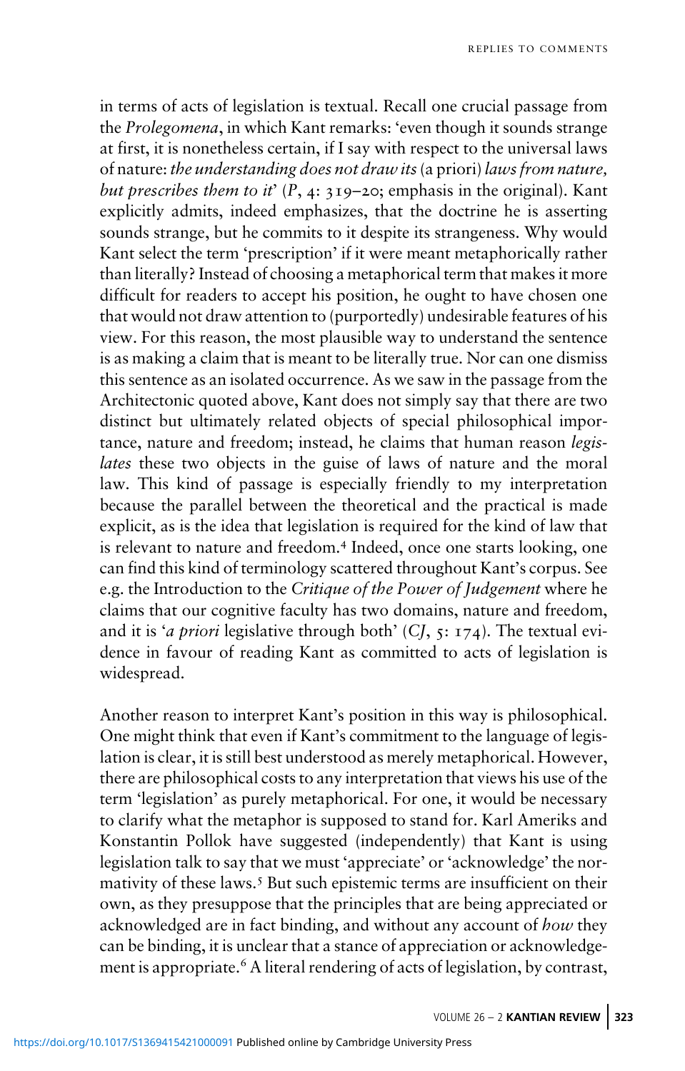in terms of acts of legislation is textual. Recall one crucial passage from the *Prolegomena*, in which Kant remarks: 'even though it sounds strange at first, it is nonetheless certain, if I say with respect to the universal laws of nature: *the understanding does not draw its* (a priori) *laws from nature, but prescribes them to it*' (*P*, 4: 319–20; emphasis in the original). Kant explicitly admits, indeed emphasizes, that the doctrine he is asserting sounds strange, but he commits to it despite its strangeness. Why would Kant select the term 'prescription' if it were meant metaphorically rather than literally? Instead of choosing a metaphorical term that makes it more difficult for readers to accept his position, he ought to have chosen one that would not draw attention to (purportedly) undesirable features of his view. For this reason, the most plausible way to understand the sentence is as making a claim that is meant to be literally true. Nor can one dismiss this sentence as an isolated occurrence. As we saw in the passage from the Architectonic quoted above, Kant does not simply say that there are two distinct but ultimately related objects of special philosophical importance, nature and freedom; instead, he claims that human reason *legislates* these two objects in the guise of laws of nature and the moral law. This kind of passage is especially friendly to my interpretation because the parallel between the theoretical and the practical is made explicit, as is the idea that legislation is required for the kind of law that is relevant to nature and freedom.[4] Indeed, once one starts looking, one can find this kind of terminology scattered throughout Kant's corpus. See e.g. the Introduction to the *Critique of the Power of Judgement* where he claims that our cognitive faculty has two domains, nature and freedom, and it is '*a priori* legislative through both' (*CJ*, 5: 174). The textual evidence in favour of reading Kant as committed to acts of legislation is widespread.

Another reason to interpret Kant's position in this way is philosophical. One might think that even if Kant's commitment to the language of legislation is clear, it is still best understood as merely metaphorical. However, there are philosophical costs to any interpretation that views his use of the term 'legislation' as purely metaphorical. For one, it would be necessary to clarify what the metaphor is supposed to stand for. Karl Ameriks and Konstantin Pollok have suggested (independently) that Kant is using legislation talk to say that we must 'appreciate' or 'acknowledge' the normativity of these laws.[5] But such epistemic terms are insufficient on their own, as they presuppose that the principles that are being appreciated or acknowledged are in fact binding, and without any account of *how* they can be binding, it is unclear that a stance of appreciation or acknowledgement is appropriate.[6] A literal rendering of acts of legislation, by contrast,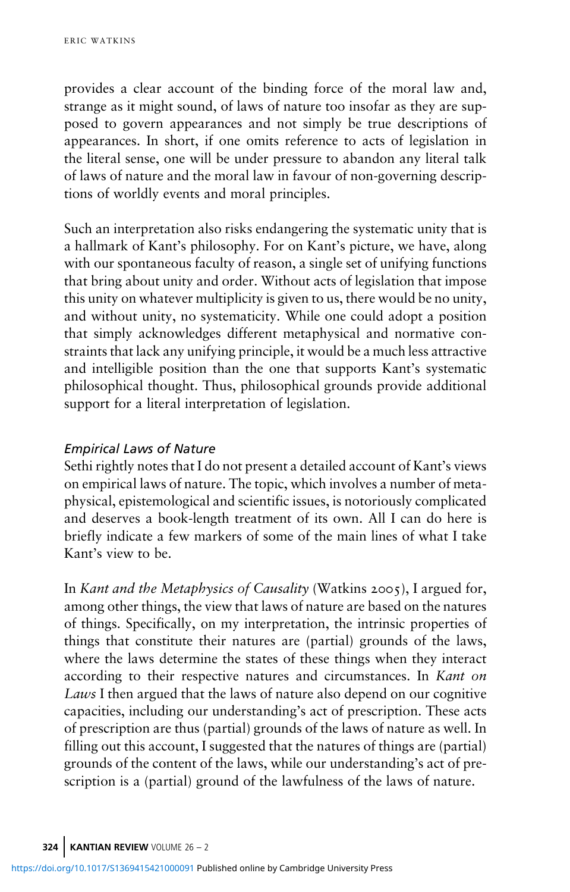provides a clear account of the binding force of the moral law and, strange as it might sound, of laws of nature too insofar as they are supposed to govern appearances and not simply be true descriptions of appearances. In short, if one omits reference to acts of legislation in the literal sense, one will be under pressure to abandon any literal talk of laws of nature and the moral law in favour of non-governing descriptions of worldly events and moral principles.

Such an interpretation also risks endangering the systematic unity that is a hallmark of Kant's philosophy. For on Kant's picture, we have, along with our spontaneous faculty of reason, a single set of unifying functions that bring about unity and order. Without acts of legislation that impose this unity on whatever multiplicity is given to us, there would be no unity, and without unity, no systematicity. While one could adopt a position that simply acknowledges different metaphysical and normative constraints that lack any unifying principle, it would be a much less attractive and intelligible position than the one that supports Kant's systematic philosophical thought. Thus, philosophical grounds provide additional support for a literal interpretation of legislation.

### *Empirical Laws of Nature*

Sethi rightly notes that I do not present a detailed account of Kant's views on empirical laws of nature. The topic, which involves a number of metaphysical, epistemological and scientific issues, is notoriously complicated and deserves a book-length treatment of its own. All I can do here is briefly indicate a few markers of some of the main lines of what I take Kant's view to be.

In *Kant and the Metaphysics of Causality* (Watkins 2005), I argued for, among other things, the view that laws of nature are based on the natures of things. Specifically, on my interpretation, the intrinsic properties of things that constitute their natures are (partial) grounds of the laws, where the laws determine the states of these things when they interact according to their respective natures and circumstances. In *Kant on Laws* I then argued that the laws of nature also depend on our cognitive capacities, including our understanding's act of prescription. These acts of prescription are thus (partial) grounds of the laws of nature as well. In filling out this account, I suggested that the natures of things are (partial) grounds of the content of the laws, while our understanding's act of prescription is a (partial) ground of the lawfulness of the laws of nature.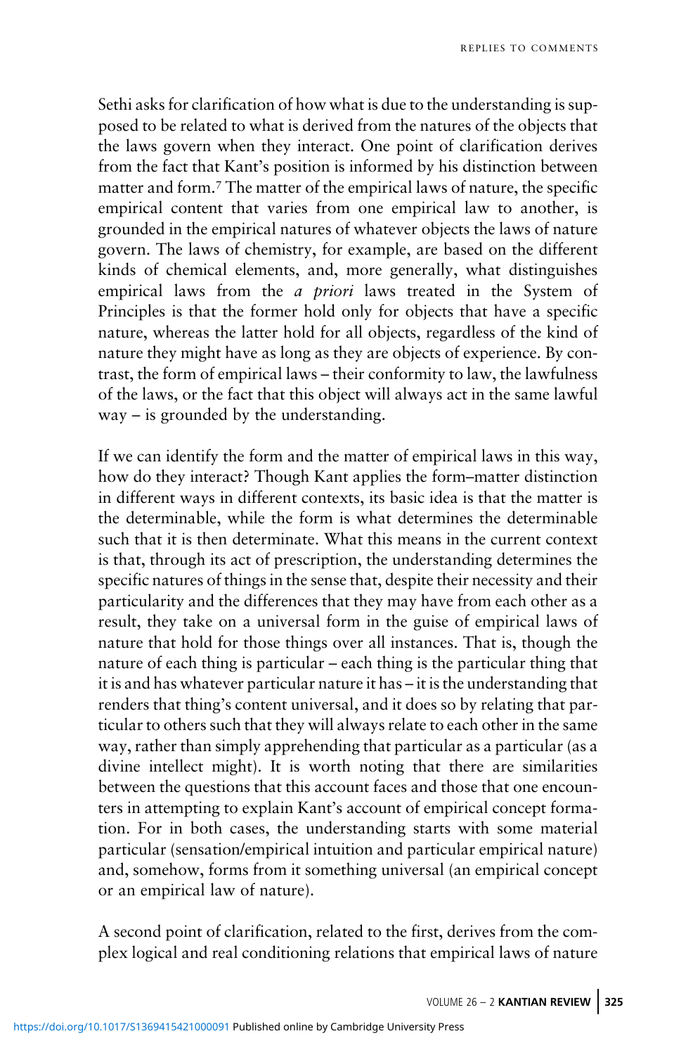Sethi asks for clarification of how what is due to the understanding is supposed to be related to what is derived from the natures of the objects that the laws govern when they interact. One point of clarification derives from the fact that Kant's position is informed by his distinction between matter and form.[7] The matter of the empirical laws of nature, the specific empirical content that varies from one empirical law to another, is grounded in the empirical natures of whatever objects the laws of nature govern. The laws of chemistry, for example, are based on the different kinds of chemical elements, and, more generally, what distinguishes empirical laws from the *a priori* laws treated in the System of Principles is that the former hold only for objects that have a specific nature, whereas the latter hold for all objects, regardless of the kind of nature they might have as long as they are objects of experience. By contrast, the form of empirical laws – their conformity to law, the lawfulness of the laws, or the fact that this object will always act in the same lawful way – is grounded by the understanding.

If we can identify the form and the matter of empirical laws in this way, how do they interact? Though Kant applies the form–matter distinction in different ways in different contexts, its basic idea is that the matter is the determinable, while the form is what determines the determinable such that it is then determinate. What this means in the current context is that, through its act of prescription, the understanding determines the specific natures of things in the sense that, despite their necessity and their particularity and the differences that they may have from each other as a result, they take on a universal form in the guise of empirical laws of nature that hold for those things over all instances. That is, though the nature of each thing is particular – each thing is the particular thing that it is and has whatever particular nature it has – it is the understanding that renders that thing's content universal, and it does so by relating that particular to others such that they will always relate to each other in the same way, rather than simply apprehending that particular as a particular (as a divine intellect might). It is worth noting that there are similarities between the questions that this account faces and those that one encounters in attempting to explain Kant's account of empirical concept formation. For in both cases, the understanding starts with some material particular (sensation/empirical intuition and particular empirical nature) and, somehow, forms from it something universal (an empirical concept or an empirical law of nature).

A second point of clarification, related to the first, derives from the complex logical and real conditioning relations that empirical laws of nature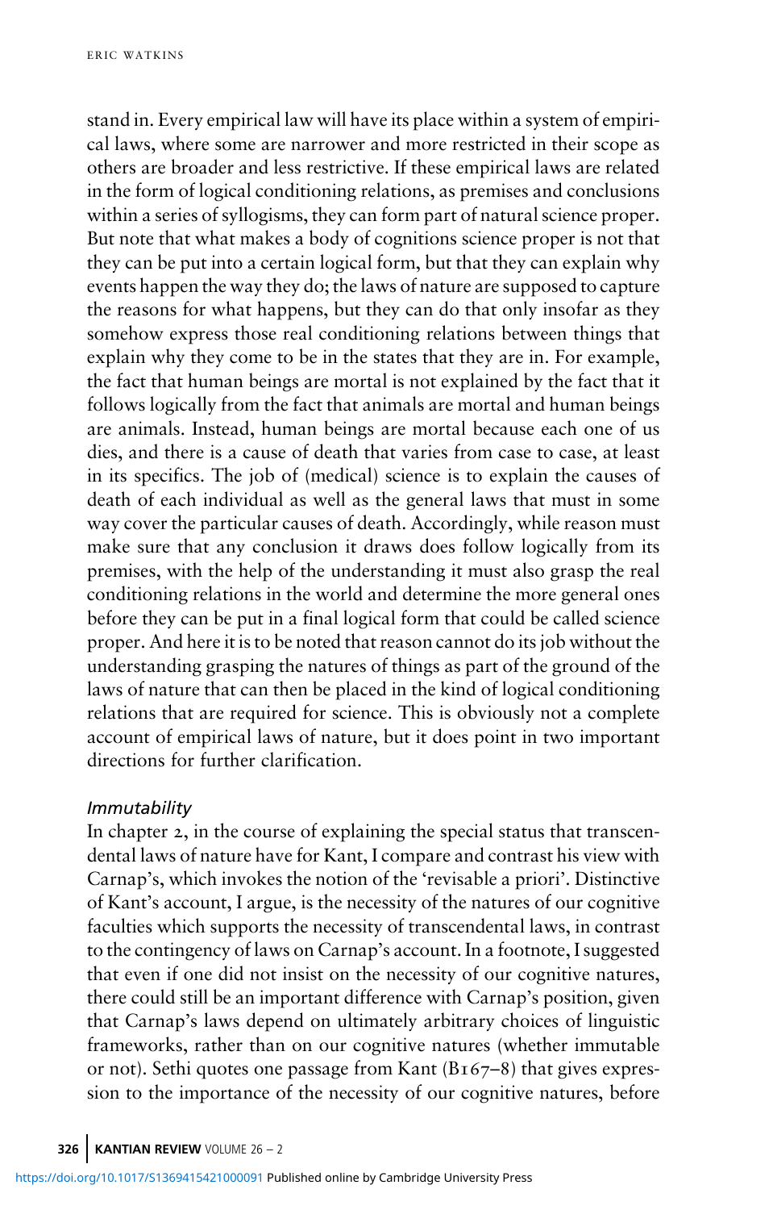stand in. Every empirical law will have its place within a system of empirical laws, where some are narrower and more restricted in their scope as others are broader and less restrictive. If these empirical laws are related in the form of logical conditioning relations, as premises and conclusions within a series of syllogisms, they can form part of natural science proper. But note that what makes a body of cognitions science proper is not that they can be put into a certain logical form, but that they can explain why events happen the way they do; the laws of nature are supposed to capture the reasons for what happens, but they can do that only insofar as they somehow express those real conditioning relations between things that explain why they come to be in the states that they are in. For example, the fact that human beings are mortal is not explained by the fact that it follows logically from the fact that animals are mortal and human beings are animals. Instead, human beings are mortal because each one of us dies, and there is a cause of death that varies from case to case, at least in its specifics. The job of (medical) science is to explain the causes of death of each individual as well as the general laws that must in some way cover the particular causes of death. Accordingly, while reason must make sure that any conclusion it draws does follow logically from its premises, with the help of the understanding it must also grasp the real conditioning relations in the world and determine the more general ones before they can be put in a final logical form that could be called science proper. And here it is to be noted that reason cannot do its job without the understanding grasping the natures of things as part of the ground of the laws of nature that can then be placed in the kind of logical conditioning relations that are required for science. This is obviously not a complete account of empirical laws of nature, but it does point in two important directions for further clarification.

### *Immutability*

In chapter 2, in the course of explaining the special status that transcendental laws of nature have for Kant, I compare and contrast his view with Carnap's, which invokes the notion of the 'revisable a priori'. Distinctive of Kant's account, I argue, is the necessity of the natures of our cognitive faculties which supports the necessity of transcendental laws, in contrast to the contingency of laws on Carnap's account. In a footnote, I suggested that even if one did not insist on the necessity of our cognitive natures, there could still be an important difference with Carnap's position, given that Carnap's laws depend on ultimately arbitrary choices of linguistic frameworks, rather than on our cognitive natures (whether immutable or not). Sethi quotes one passage from Kant (B167–8) that gives expression to the importance of the necessity of our cognitive natures, before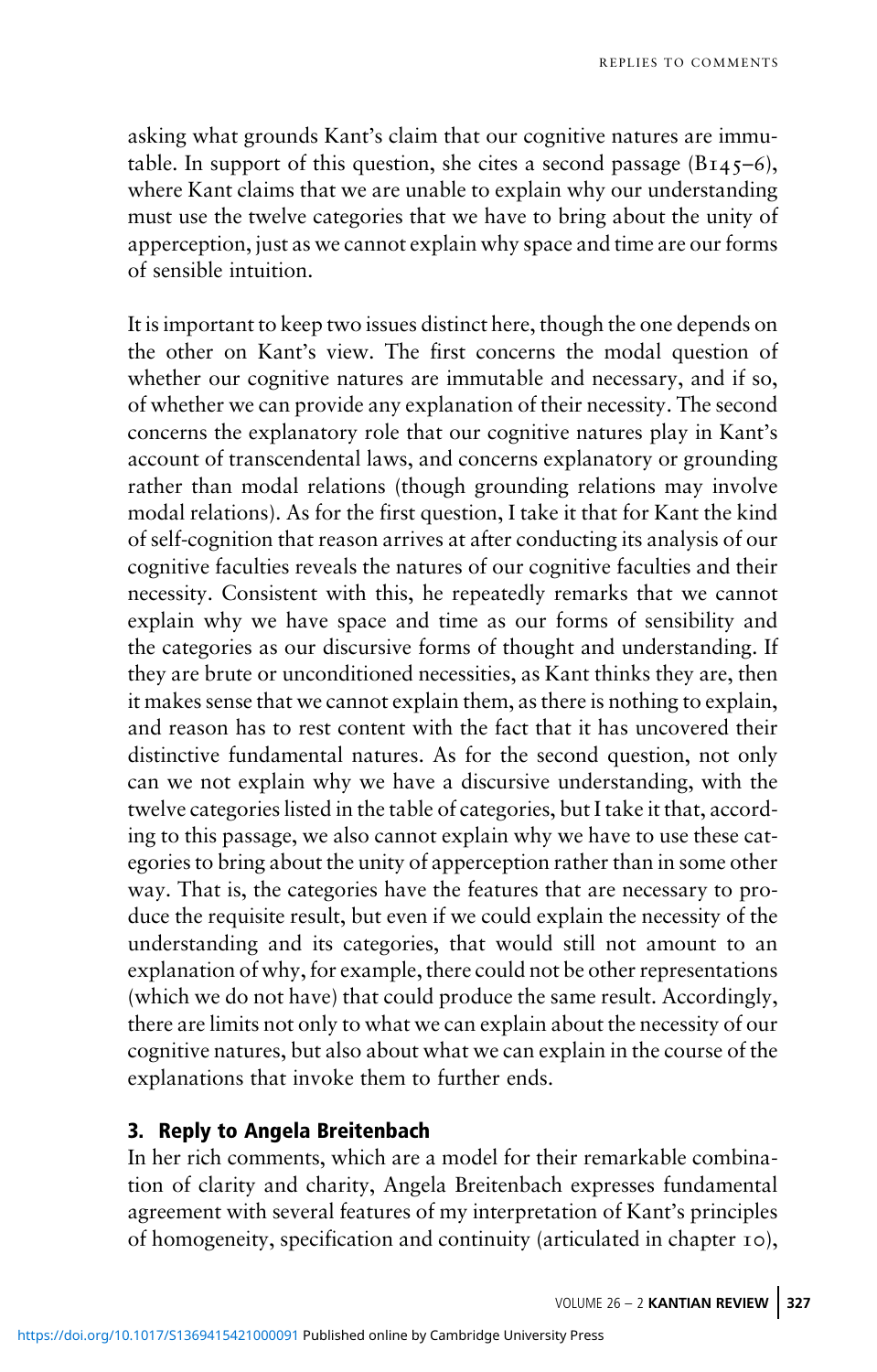asking what grounds Kant's claim that our cognitive natures are immutable. In support of this question, she cites a second passage (B145–6), where Kant claims that we are unable to explain why our understanding must use the twelve categories that we have to bring about the unity of apperception, just as we cannot explain why space and time are our forms of sensible intuition.

It is important to keep two issues distinct here, though the one depends on the other on Kant's view. The first concerns the modal question of whether our cognitive natures are immutable and necessary, and if so, of whether we can provide any explanation of their necessity. The second concerns the explanatory role that our cognitive natures play in Kant's account of transcendental laws, and concerns explanatory or grounding rather than modal relations (though grounding relations may involve modal relations). As for the first question, I take it that for Kant the kind of self-cognition that reason arrives at after conducting its analysis of our cognitive faculties reveals the natures of our cognitive faculties and their necessity. Consistent with this, he repeatedly remarks that we cannot explain why we have space and time as our forms of sensibility and the categories as our discursive forms of thought and understanding. If they are brute or unconditioned necessities, as Kant thinks they are, then it makes sense that we cannot explain them, as there is nothing to explain, and reason has to rest content with the fact that it has uncovered their distinctive fundamental natures. As for the second question, not only can we not explain why we have a discursive understanding, with the twelve categories listed in the table of categories, but I take it that, according to this passage, we also cannot explain why we have to use these categories to bring about the unity of apperception rather than in some other way. That is, the categories have the features that are necessary to produce the requisite result, but even if we could explain the necessity of the understanding and its categories, that would still not amount to an explanation of why, for example, there could not be other representations (which we do not have) that could produce the same result. Accordingly, there are limits not only to what we can explain about the necessity of our cognitive natures, but also about what we can explain in the course of the explanations that invoke them to further ends.

### 3. Reply to Angela Breitenbach

In her rich comments, which are a model for their remarkable combination of clarity and charity, Angela Breitenbach expresses fundamental agreement with several features of my interpretation of Kant's principles of homogeneity, specification and continuity (articulated in chapter 10),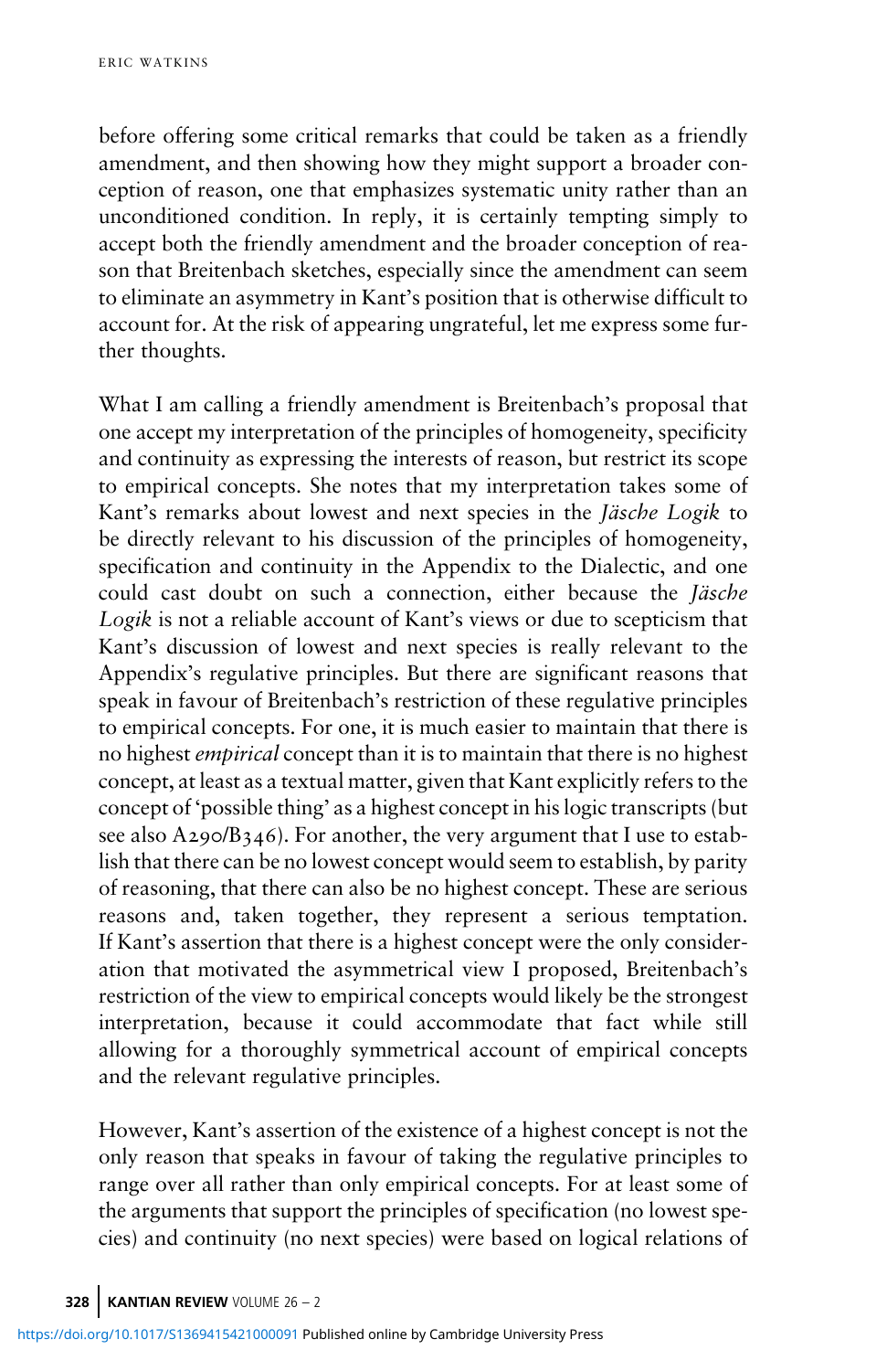before offering some critical remarks that could be taken as a friendly amendment, and then showing how they might support a broader conception of reason, one that emphasizes systematic unity rather than an unconditioned condition. In reply, it is certainly tempting simply to accept both the friendly amendment and the broader conception of reason that Breitenbach sketches, especially since the amendment can seem to eliminate an asymmetry in Kant's position that is otherwise difficult to account for. At the risk of appearing ungrateful, let me express some further thoughts.

What I am calling a friendly amendment is Breitenbach's proposal that one accept my interpretation of the principles of homogeneity, specificity and continuity as expressing the interests of reason, but restrict its scope to empirical concepts. She notes that my interpretation takes some of Kant's remarks about lowest and next species in the *Jäsche Logik* to be directly relevant to his discussion of the principles of homogeneity, specification and continuity in the Appendix to the Dialectic, and one could cast doubt on such a connection, either because the *Jäsche Logik* is not a reliable account of Kant's views or due to scepticism that Kant's discussion of lowest and next species is really relevant to the Appendix's regulative principles. But there are significant reasons that speak in favour of Breitenbach's restriction of these regulative principles to empirical concepts. For one, it is much easier to maintain that there is no highest *empirical* concept than it is to maintain that there is no highest concept, at least as a textual matter, given that Kant explicitly refers to the concept of 'possible thing' as a highest concept in his logic transcripts (but see also A290/B346). For another, the very argument that I use to establish that there can be no lowest concept would seem to establish, by parity of reasoning, that there can also be no highest concept. These are serious reasons and, taken together, they represent a serious temptation. If Kant's assertion that there is a highest concept were the only consideration that motivated the asymmetrical view I proposed, Breitenbach's restriction of the view to empirical concepts would likely be the strongest interpretation, because it could accommodate that fact while still allowing for a thoroughly symmetrical account of empirical concepts and the relevant regulative principles.

However, Kant's assertion of the existence of a highest concept is not the only reason that speaks in favour of taking the regulative principles to range over all rather than only empirical concepts. For at least some of the arguments that support the principles of specification (no lowest species) and continuity (no next species) were based on logical relations of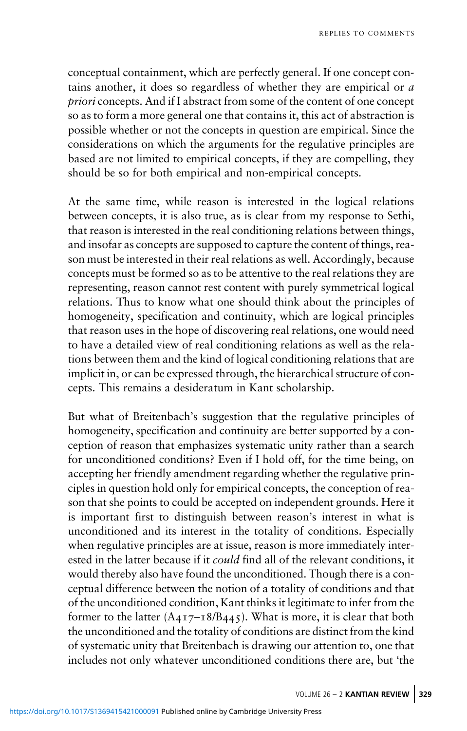conceptual containment, which are perfectly general. If one concept contains another, it does so regardless of whether they are empirical or *a priori* concepts. And if I abstract from some of the content of one concept so as to form a more general one that contains it, this act of abstraction is possible whether or not the concepts in question are empirical. Since the considerations on which the arguments for the regulative principles are based are not limited to empirical concepts, if they are compelling, they should be so for both empirical and non-empirical concepts.

At the same time, while reason is interested in the logical relations between concepts, it is also true, as is clear from my response to Sethi, that reason is interested in the real conditioning relations between things, and insofar as concepts are supposed to capture the content of things, reason must be interested in their real relations as well. Accordingly, because concepts must be formed so as to be attentive to the real relations they are representing, reason cannot rest content with purely symmetrical logical relations. Thus to know what one should think about the principles of homogeneity, specification and continuity, which are logical principles that reason uses in the hope of discovering real relations, one would need to have a detailed view of real conditioning relations as well as the relations between them and the kind of logical conditioning relations that are implicit in, or can be expressed through, the hierarchical structure of concepts. This remains a desideratum in Kant scholarship.

But what of Breitenbach's suggestion that the regulative principles of homogeneity, specification and continuity are better supported by a conception of reason that emphasizes systematic unity rather than a search for unconditioned conditions? Even if I hold off, for the time being, on accepting her friendly amendment regarding whether the regulative principles in question hold only for empirical concepts, the conception of reason that she points to could be accepted on independent grounds. Here it is important first to distinguish between reason's interest in what is unconditioned and its interest in the totality of conditions. Especially when regulative principles are at issue, reason is more immediately interested in the latter because if it *could* find all of the relevant conditions, it would thereby also have found the unconditioned. Though there is a conceptual difference between the notion of a totality of conditions and that of the unconditioned condition, Kant thinks it legitimate to infer from the former to the latter (A417–18/B445). What is more, it is clear that both the unconditioned and the totality of conditions are distinct from the kind of systematic unity that Breitenbach is drawing our attention to, one that includes not only whatever unconditioned conditions there are, but 'the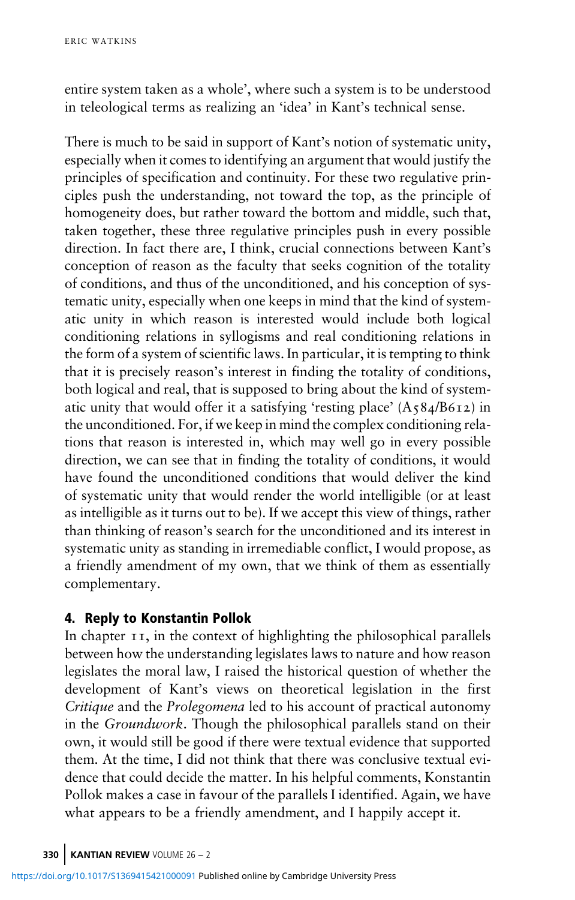entire system taken as a whole', where such a system is to be understood in teleological terms as realizing an 'idea' in Kant's technical sense.

There is much to be said in support of Kant's notion of systematic unity, especially when it comes to identifying an argument that would justify the principles of specification and continuity. For these two regulative principles push the understanding, not toward the top, as the principle of homogeneity does, but rather toward the bottom and middle, such that, taken together, these three regulative principles push in every possible direction. In fact there are, I think, crucial connections between Kant's conception of reason as the faculty that seeks cognition of the totality of conditions, and thus of the unconditioned, and his conception of systematic unity, especially when one keeps in mind that the kind of systematic unity in which reason is interested would include both logical conditioning relations in syllogisms and real conditioning relations in the form of a system of scientific laws. In particular, it is tempting to think that it is precisely reason's interest in finding the totality of conditions, both logical and real, that is supposed to bring about the kind of systematic unity that would offer it a satisfying 'resting place' (A584/B612) in the unconditioned. For, if we keep in mind the complex conditioning relations that reason is interested in, which may well go in every possible direction, we can see that in finding the totality of conditions, it would have found the unconditioned conditions that would deliver the kind of systematic unity that would render the world intelligible (or at least as intelligible as it turns out to be). If we accept this view of things, rather than thinking of reason's search for the unconditioned and its interest in systematic unity as standing in irremediable conflict, I would propose, as a friendly amendment of my own, that we think of them as essentially complementary.

## 4. Reply to Konstantin Pollok

In chapter 11, in the context of highlighting the philosophical parallels between how the understanding legislates laws to nature and how reason legislates the moral law, I raised the historical question of whether the development of Kant's views on theoretical legislation in the first *Critique* and the *Prolegomena* led to his account of practical autonomy in the *Groundwork*. Though the philosophical parallels stand on their own, it would still be good if there were textual evidence that supported them. At the time, I did not think that there was conclusive textual evidence that could decide the matter. In his helpful comments, Konstantin Pollok makes a case in favour of the parallels I identified. Again, we have what appears to be a friendly amendment, and I happily accept it.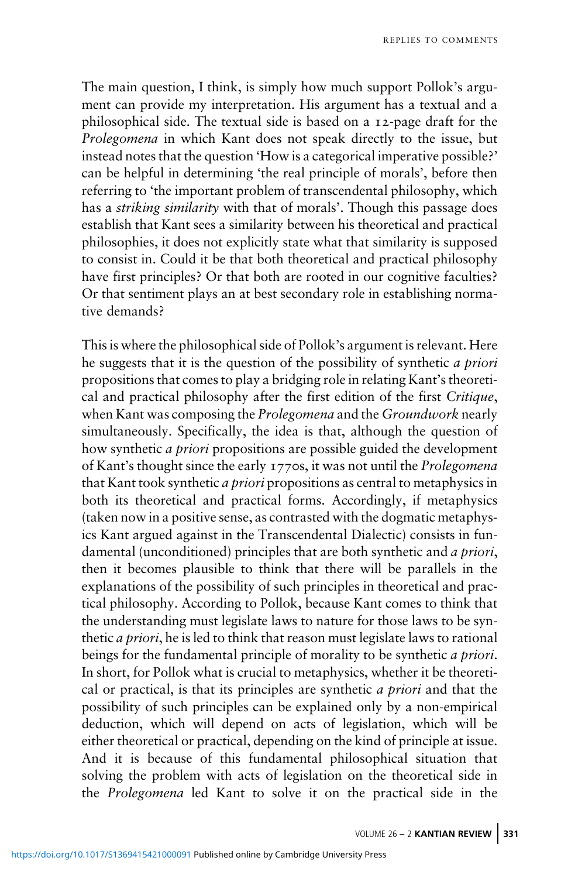The main question, I think, is simply how much support Pollok's argument can provide my interpretation. His argument has a textual and a philosophical side. The textual side is based on a 12-page draft for the *Prolegomena* in which Kant does not speak directly to the issue, but instead notes that the question 'How is a categorical imperative possible?' can be helpful in determining 'the real principle of morals', before then referring to 'the important problem of transcendental philosophy, which has a *striking similarity* with that of morals'. Though this passage does establish that Kant sees a similarity between his theoretical and practical philosophies, it does not explicitly state what that similarity is supposed to consist in. Could it be that both theoretical and practical philosophy have first principles? Or that both are rooted in our cognitive faculties? Or that sentiment plays an at best secondary role in establishing normative demands?

This is where the philosophical side of Pollok's argument is relevant. Here he suggests that it is the question of the possibility of synthetic *a priori* propositions that comes to play a bridging role in relating Kant's theoretical and practical philosophy after the first edition of the first *Critique*, when Kant was composing the *Prolegomena* and the *Groundwork* nearly simultaneously. Specifically, the idea is that, although the question of how synthetic *a priori* propositions are possible guided the development of Kant's thought since the early 1770s, it was not until the *Prolegomena* that Kant took synthetic *a priori* propositions as central to metaphysics in both its theoretical and practical forms. Accordingly, if metaphysics (taken now in a positive sense, as contrasted with the dogmatic metaphysics Kant argued against in the Transcendental Dialectic) consists in fundamental (unconditioned) principles that are both synthetic and *a priori*, then it becomes plausible to think that there will be parallels in the explanations of the possibility of such principles in theoretical and practical philosophy. According to Pollok, because Kant comes to think that the understanding must legislate laws to nature for those laws to be synthetic *a priori*, he is led to think that reason must legislate laws to rational beings for the fundamental principle of morality to be synthetic *a priori*. In short, for Pollok what is crucial to metaphysics, whether it be theoretical or practical, is that its principles are synthetic *a priori* and that the possibility of such principles can be explained only by a non-empirical deduction, which will depend on acts of legislation, which will be either theoretical or practical, depending on the kind of principle at issue. And it is because of this fundamental philosophical situation that solving the problem with acts of legislation on the theoretical side in the *Prolegomena* led Kant to solve it on the practical side in the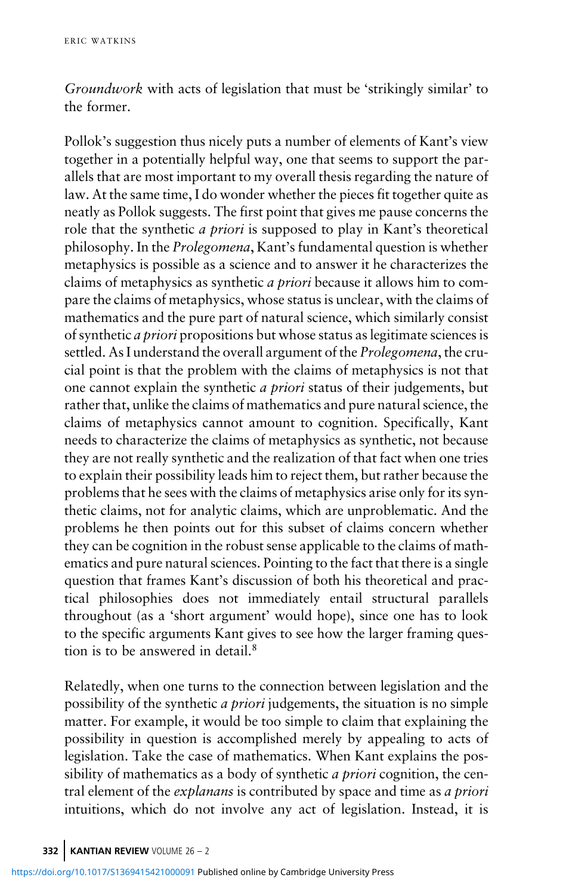*Groundwork* with acts of legislation that must be 'strikingly similar' to the former.

Pollok's suggestion thus nicely puts a number of elements of Kant's view together in a potentially helpful way, one that seems to support the parallels that are most important to my overall thesis regarding the nature of law. At the same time, I do wonder whether the pieces fit together quite as neatly as Pollok suggests. The first point that gives me pause concerns the role that the synthetic *a priori* is supposed to play in Kant's theoretical philosophy. In the *Prolegomena*, Kant's fundamental question is whether metaphysics is possible as a science and to answer it he characterizes the claims of metaphysics as synthetic *a priori* because it allows him to compare the claims of metaphysics, whose status is unclear, with the claims of mathematics and the pure part of natural science, which similarly consist of synthetic *a priori* propositions but whose status as legitimate sciences is settled. As I understand the overall argument of the *Prolegomena*, the crucial point is that the problem with the claims of metaphysics is not that one cannot explain the synthetic *a priori* status of their judgements, but rather that, unlike the claims of mathematics and pure natural science, the claims of metaphysics cannot amount to cognition. Specifically, Kant needs to characterize the claims of metaphysics as synthetic, not because they are not really synthetic and the realization of that fact when one tries to explain their possibility leads him to reject them, but rather because the problems that he sees with the claims of metaphysics arise only for its synthetic claims, not for analytic claims, which are unproblematic. And the problems he then points out for this subset of claims concern whether they can be cognition in the robust sense applicable to the claims of mathematics and pure natural sciences. Pointing to the fact that there is a single question that frames Kant's discussion of both his theoretical and practical philosophies does not immediately entail structural parallels throughout (as a 'short argument' would hope), since one has to look to the specific arguments Kant gives to see how the larger framing question is to be answered in detail.[8]

Relatedly, when one turns to the connection between legislation and the possibility of the synthetic *a priori* judgements, the situation is no simple matter. For example, it would be too simple to claim that explaining the possibility in question is accomplished merely by appealing to acts of legislation. Take the case of mathematics. When Kant explains the possibility of mathematics as a body of synthetic *a priori* cognition, the central element of the *explanans* is contributed by space and time as *a priori* intuitions, which do not involve any act of legislation. Instead, it is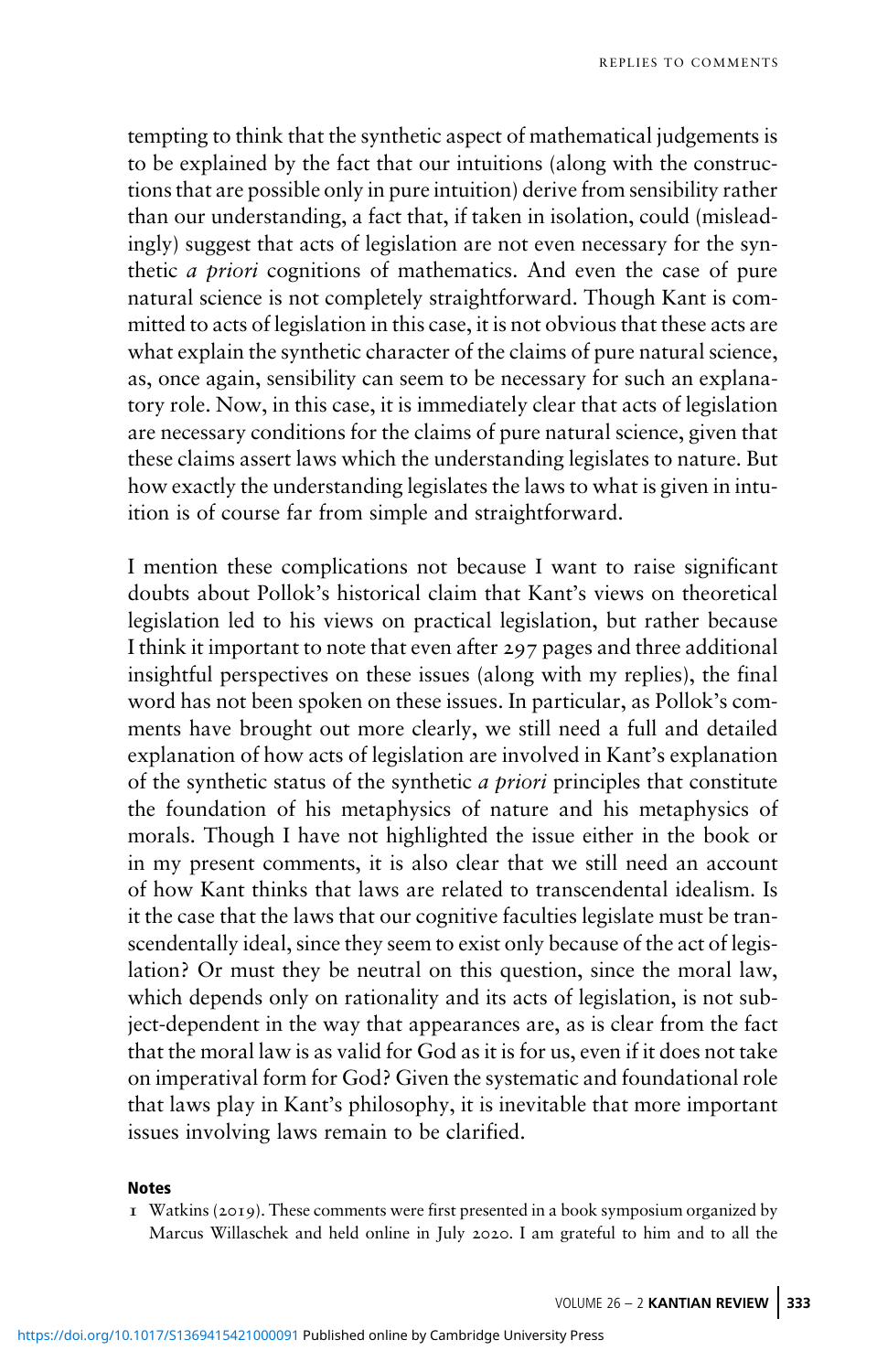tempting to think that the synthetic aspect of mathematical judgements is to be explained by the fact that our intuitions (along with the constructions that are possible only in pure intuition) derive from sensibility rather than our understanding, a fact that, if taken in isolation, could (misleadingly) suggest that acts of legislation are not even necessary for the synthetic *a priori* cognitions of mathematics. And even the case of pure natural science is not completely straightforward. Though Kant is committed to acts of legislation in this case, it is not obvious that these acts are what explain the synthetic character of the claims of pure natural science, as, once again, sensibility can seem to be necessary for such an explanatory role. Now, in this case, it is immediately clear that acts of legislation are necessary conditions for the claims of pure natural science, given that these claims assert laws which the understanding legislates to nature. But how exactly the understanding legislates the laws to what is given in intuition is of course far from simple and straightforward.

I mention these complications not because I want to raise significant doubts about Pollok's historical claim that Kant's views on theoretical legislation led to his views on practical legislation, but rather because I think it important to note that even after 297 pages and three additional insightful perspectives on these issues (along with my replies), the final word has not been spoken on these issues. In particular, as Pollok's comments have brought out more clearly, we still need a full and detailed explanation of how acts of legislation are involved in Kant's explanation of the synthetic status of the synthetic *a priori* principles that constitute the foundation of his metaphysics of nature and his metaphysics of morals. Though I have not highlighted the issue either in the book or in my present comments, it is also clear that we still need an account of how Kant thinks that laws are related to transcendental idealism. Is it the case that the laws that our cognitive faculties legislate must be transcendentally ideal, since they seem to exist only because of the act of legislation? Or must they be neutral on this question, since the moral law, which depends only on rationality and its acts of legislation, is not subject-dependent in the way that appearances are, as is clear from the fact that the moral law is as valid for God as it is for us, even if it does not take on imperatival form for God? Given the systematic and foundational role that laws play in Kant's philosophy, it is inevitable that more important issues involving laws remain to be clarified.

**Notes**

1 Watkins (2019). These comments were first presented in a book symposium organized by Marcus Willaschek and held online in July 2020. I am grateful to him and to all the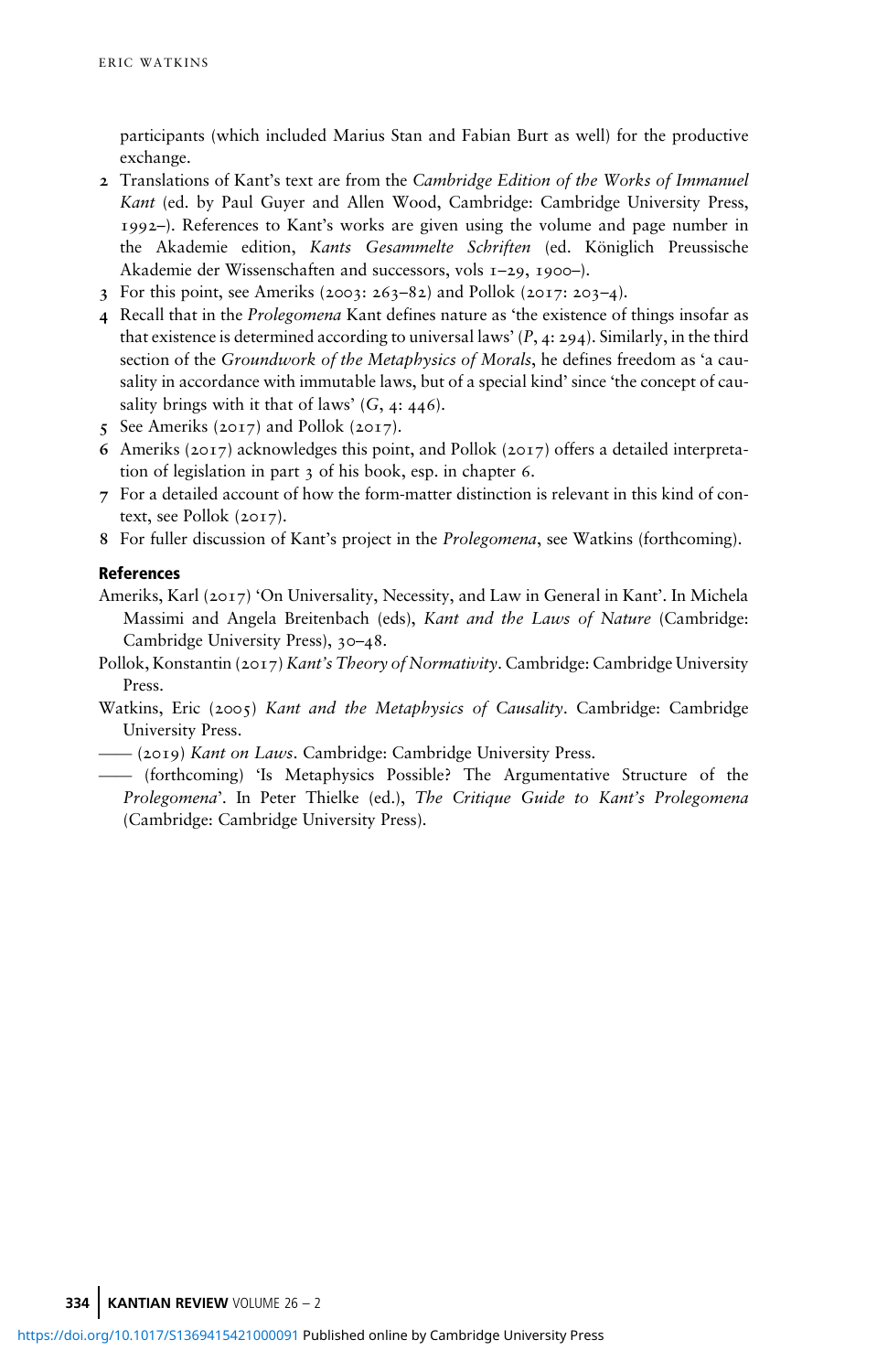participants (which included Marius Stan and Fabian Burt as well) for the productive exchange.

2 Translations of Kant's text are from the *Cambridge Edition of the Works of Immanuel Kant* (ed. by Paul Guyer and Allen Wood, Cambridge: Cambridge University Press, 1992–). References to Kant's works are given using the volume and page number in the Akademie edition, *Kants Gesammelte Schriften* (ed. Königlich Preussische Akademie der Wissenschaften and successors, vols 1–29, 1900–).

3 For this point, see Ameriks (2003: 263–82) and Pollok (2017: 203–4).

4 Recall that in the *Prolegomena* Kant defines nature as 'the existence of things insofar as that existence is determined according to universal laws' (*P*, 4: 294). Similarly, in the third section of the *Groundwork of the Metaphysics of Morals*, he defines freedom as 'a causality in accordance with immutable laws, but of a special kind' since 'the concept of causality brings with it that of laws' (*G*, 4: 446).

5 See Ameriks (2017) and Pollok (2017).

6 Ameriks (2017) acknowledges this point, and Pollok (2017) offers a detailed interpretation of legislation in part 3 of his book, esp. in chapter 6.

7 For a detailed account of how the form-matter distinction is relevant in this kind of context, see Pollok (2017).

8 For fuller discussion of Kant's project in the *Prolegomena*, see Watkins (forthcoming).

## References

Ameriks, Karl (2017) 'On Universality, Necessity, and Law in General in Kant'. In Michela Massimi and Angela Breitenbach (eds), *Kant and the Laws of Nature* (Cambridge: Cambridge University Press), 30–48.

Pollok, Konstantin (2017) *Kant's Theory of Normativity*. Cambridge: Cambridge University Press.

Watkins, Eric (2005) *Kant and the Metaphysics of Causality*. Cambridge: Cambridge University Press.

—— (2019) *Kant on Laws*. Cambridge: Cambridge University Press.

—— (forthcoming) 'Is Metaphysics Possible? The Argumentative Structure of the *Prolegomena*'. In Peter Thielke (ed.), *The Critique Guide to Kant's Prolegomena* (Cambridge: Cambridge University Press).